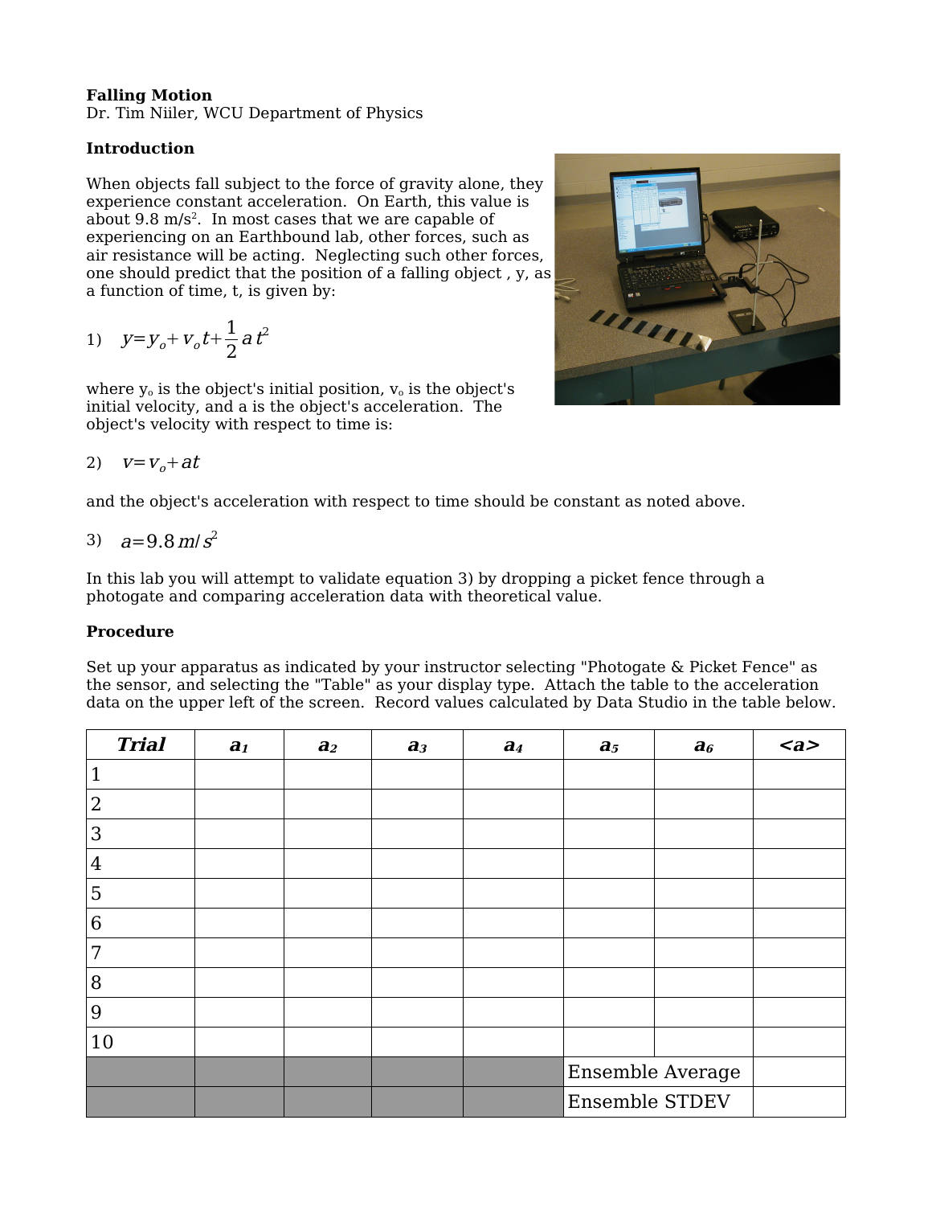**Falling Motion**
Dr. Tim Niiler, WCU Department of Physics

**Introduction**

When objects fall subject to the force of gravity alone, they experience constant acceleration. On Earth, this value is about 9.8 m/s$^2$. In most cases that we are capable of experiencing on an Earthbound lab, other forces, such as air resistance will be acting. Neglecting such other forces, one should predict that the position of a falling object , y, as a function of time, t, is given by:

1) $$y = y_o + v_o t + \frac{1}{2} a t^2$$

where $y_o$ is the object's initial position, $v_o$ is the object's initial velocity, and a is the object's acceleration. The object's velocity with respect to time is:

2) $$v = v_o + at$$

and the object's acceleration with respect to time should be constant as noted above.

3) $$a = 9.8\, m/s^2$$

In this lab you will attempt to validate equation 3) by dropping a picket fence through a photogate and comparing acceleration data with theoretical value.

**Procedure**

Set up your apparatus as indicated by your instructor selecting "Photogate & Picket Fence" as the sensor, and selecting the "Table" as your display type. Attach the table to the acceleration data on the upper left of the screen. Record values calculated by Data Studio in the table below.

| ***Trial*** | ***$a_1$*** | ***$a_2$*** | ***$a_3$*** | ***$a_4$*** | ***$a_5$*** | ***$a_6$*** | ***<a>*** |
|---|---|---|---|---|---|---|---|
| 1 | | | | | | | |
| 2 | | | | | | | |
| 3 | | | | | | | |
| 4 | | | | | | | |
| 5 | | | | | | | |
| 6 | | | | | | | |
| 7 | | | | | | | |
| 8 | | | | | | | |
| 9 | | | | | | | |
| 10 | | | | | | | |
| | | | | | Ensemble Average | | |
| | | | | | Ensemble STDEV | | |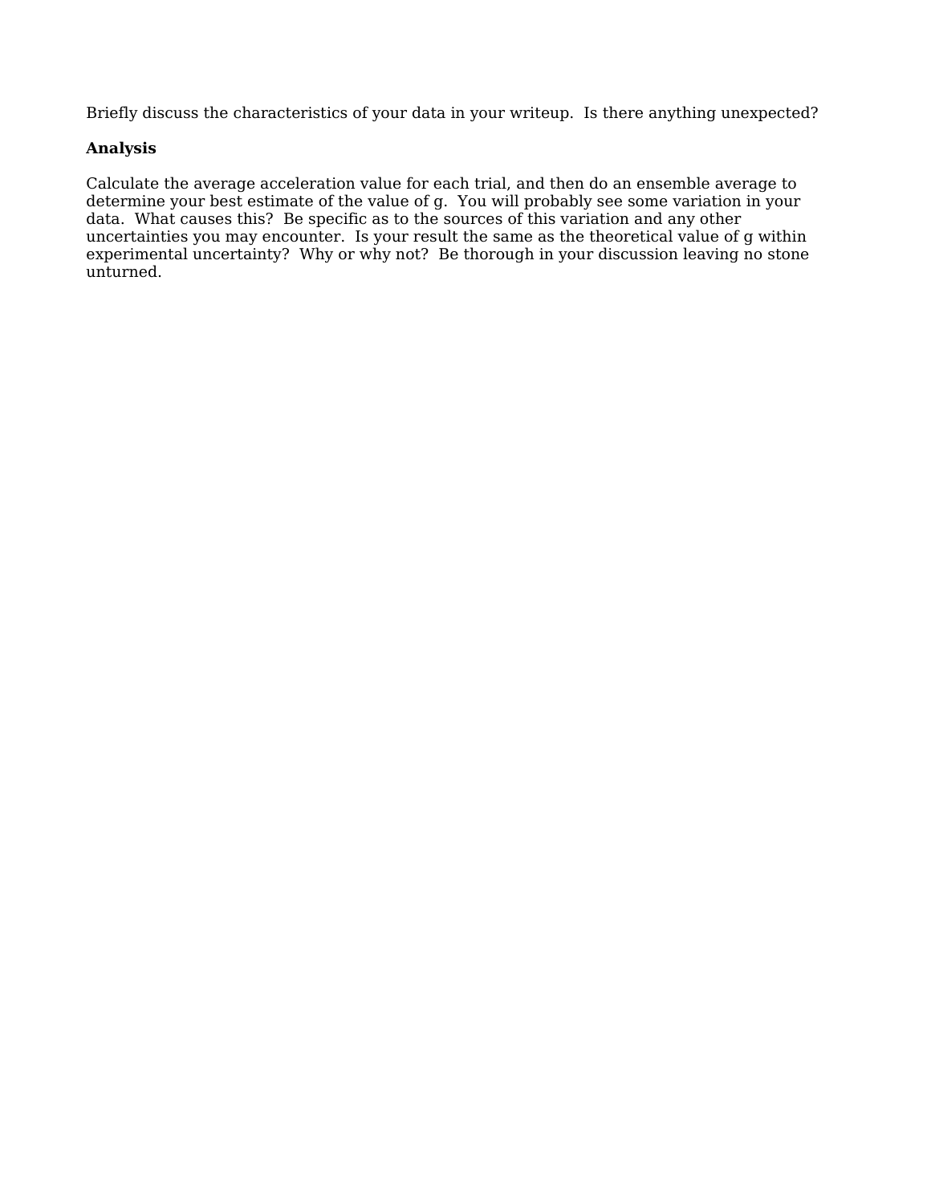Briefly discuss the characteristics of your data in your writeup. Is there anything unexpected?

**Analysis**

Calculate the average acceleration value for each trial, and then do an ensemble average to determine your best estimate of the value of g. You will probably see some variation in your data. What causes this? Be specific as to the sources of this variation and any other uncertainties you may encounter. Is your result the same as the theoretical value of g within experimental uncertainty? Why or why not? Be thorough in your discussion leaving no stone unturned.